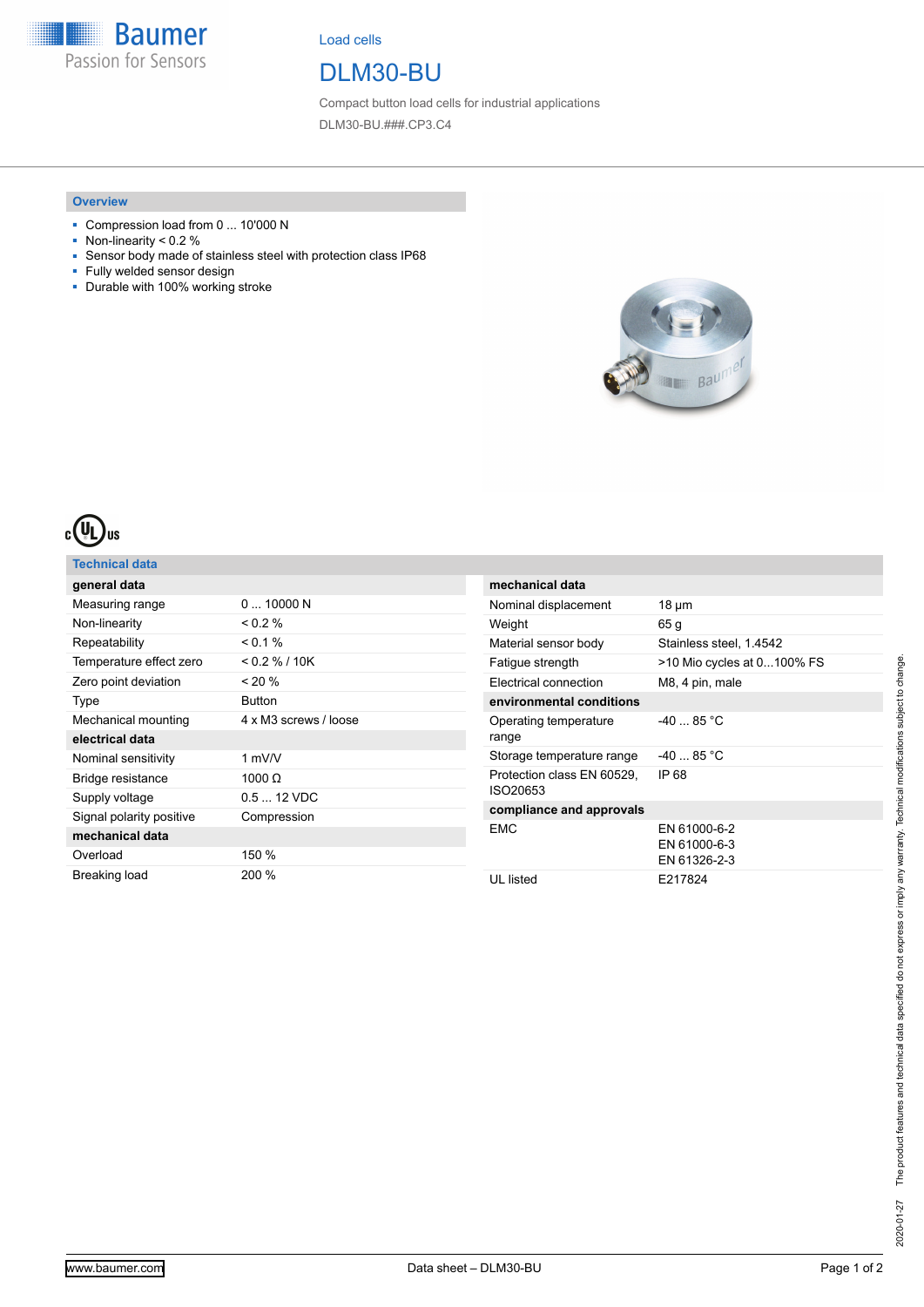Load cells

# DLM30-BU

Compact button load cells for industrial applications

DLM30-BU.###.CP3.C4

## Overview

- Compression load from 0 ... 10'000 N
- Non-linearity < 0.2 %
- Sensor body made of stainless steel with protection class IP68
- Fully welded sensor design
- Durable with 100% working stroke

## Technical data

| **general data** | |
|---|---|
| Measuring range | 0 ... 10000 N |
| Non-linearity | < 0.2 % |
| Repeatability | < 0.1 % |
| Temperature effect zero | < 0.2 % / 10K |
| Zero point deviation | < 20 % |
| Type | Button |
| Mechanical mounting | 4 x M3 screws / loose |
| **electrical data** | |
| Nominal sensitivity | 1 mV/V |
| Bridge resistance | 1000 Ω |
| Supply voltage | 0.5 ... 12 VDC |
| Signal polarity positive | Compression |
| **mechanical data** | |
| Overload | 150 % |
| Breaking load | 200 % |

| **mechanical data** | |
|---|---|
| Nominal displacement | 18 µm |
| Weight | 65 g |
| Material sensor body | Stainless steel, 1.4542 |
| Fatigue strength | >10 Mio cycles at 0...100% FS |
| Electrical connection | M8, 4 pin, male |
| **environmental conditions** | |
| Operating temperature range | -40 ... 85 °C |
| Storage temperature range | -40 ... 85 °C |
| Protection class EN 60529, ISO20653 | IP 68 |
| **compliance and approvals** | |
| EMC | EN 61000-6-2<br>EN 61000-6-3<br>EN 61326-2-3 |
| UL listed | E217824 |

The product features and technical data specified do not express or imply any warranty. Technical modifications subject to change.

2020-01-27

www.baumer.com

Data sheet – DLM30-BU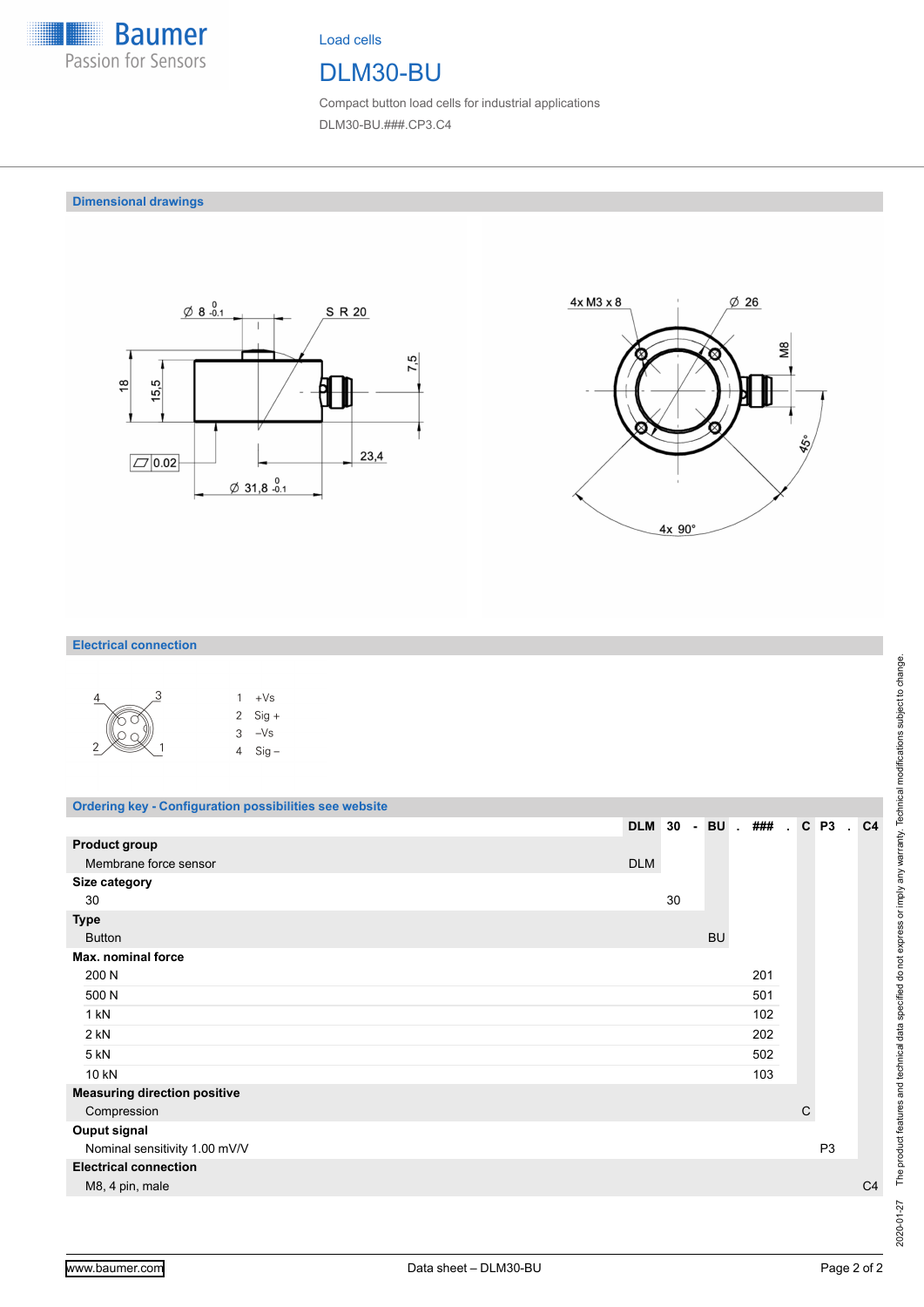Load cells

# DLM30-BU

Compact button load cells for industrial applications

DLM30-BU.###.CP3.C4

## Dimensional drawings

Ø 8 0 -0.1

S R 20

18

15,5

7,5

0.02

23,4

Ø 31,8 0 -0.1

4x M3 x 8

Ø 26

M8

45°

4x 90°

## Electrical connection

4 3 2 1

| | |
|---|---|
| 1 | +Vs |
| 2 | Sig + |
| 3 | –Vs |
| 4 | Sig – |

## Ordering key - Configuration possibilities see website

| | DLM | 30 | - | BU | . | ### | . | C | P3 | . | C4 |
|---|---|---|---|---|---|---|---|---|---|---|---|
| **Product group** | | | | | | | | | | | |
| Membrane force sensor | DLM | | | | | | | | | | |
| **Size category** | | | | | | | | | | | |
| 30 | | 30 | | | | | | | | | |
| **Type** | | | | | | | | | | | |
| Button | | | | BU | | | | | | | |
| **Max. nominal force** | | | | | | | | | | | |
| 200 N | | | | | | 201 | | | | | |
| 500 N | | | | | | 501 | | | | | |
| 1 kN | | | | | | 102 | | | | | |
| 2 kN | | | | | | 202 | | | | | |
| 5 kN | | | | | | 502 | | | | | |
| 10 kN | | | | | | 103 | | | | | |
| **Measuring direction positive** | | | | | | | | | | | |
| Compression | | | | | | | | C | | | |
| **Ouput signal** | | | | | | | | | | | |
| Nominal sensitivity 1.00 mV/V | | | | | | | | | P3 | | |
| **Electrical connection** | | | | | | | | | | | |
| M8, 4 pin, male | | | | | | | | | | | C4 |

The product features and technical data specified do not express or imply any warranty. Technical modifications subject to change.

2020-01-27

www.baumer.com

Data sheet – DLM30-BU